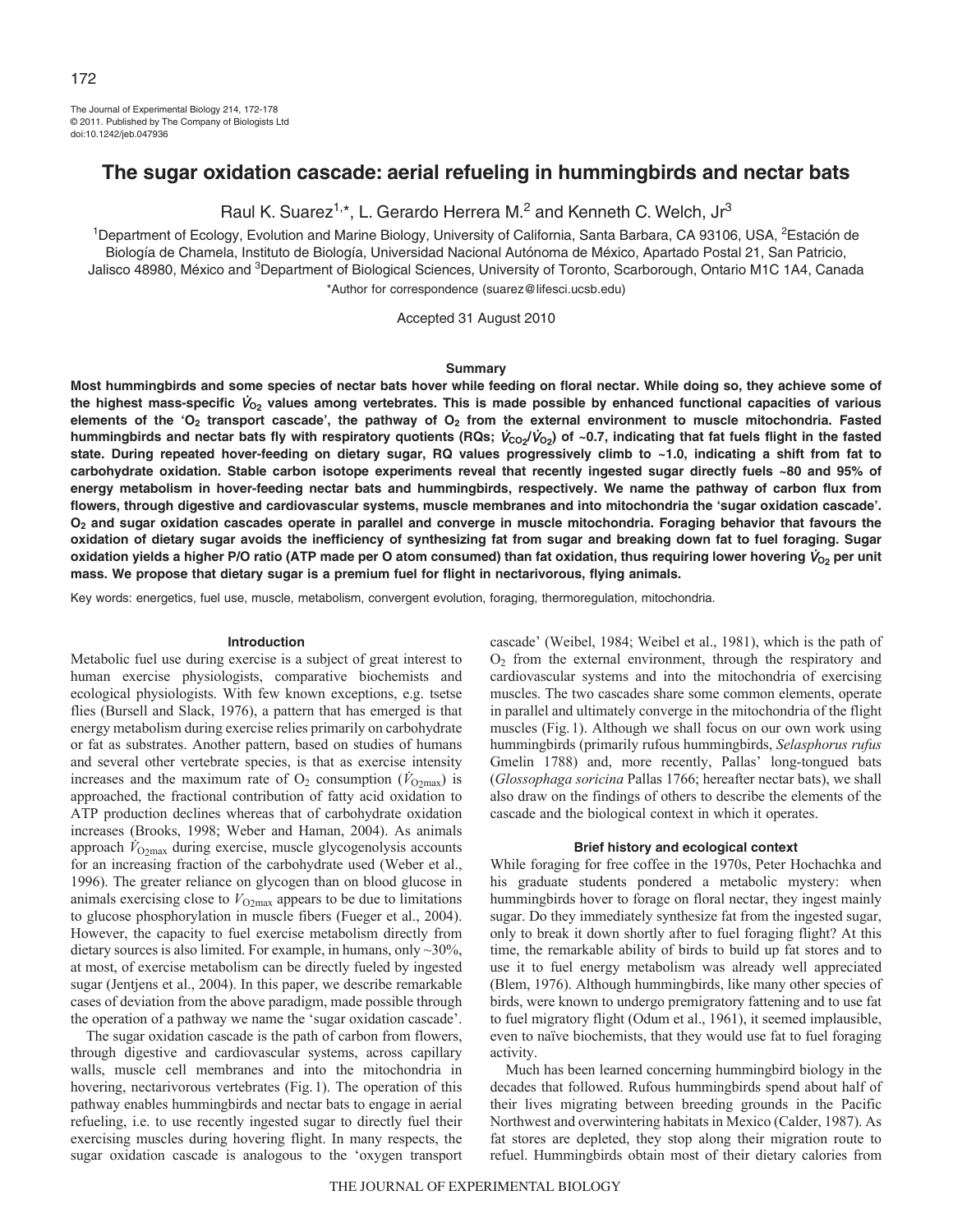# The sugar oxidation cascade: aerial refueling in hummingbirds and nectar bats

Raul K. Suarez[1,*], L. Gerardo Herrera M.[2] and Kenneth C. Welch, Jr[3]

[1]Department of Ecology, Evolution and Marine Biology, University of California, Santa Barbara, CA 93106, USA, [2]Estación de Biología de Chamela, Instituto de Biología, Universidad Nacional Autónoma de México, Apartado Postal 21, San Patricio, Jalisco 48980, México and [3]Department of Biological Sciences, University of Toronto, Scarborough, Ontario M1C 1A4, Canada

*Author for correspondence (suarez@lifesci.ucsb.edu)

Accepted 31 August 2010

## Summary

**Most hummingbirds and some species of nectar bats hover while feeding on floral nectar. While doing so, they achieve some of the highest mass-specific $\dot{V}_{O_2}$ values among vertebrates. This is made possible by enhanced functional capacities of various elements of the '$O_2$ transport cascade', the pathway of $O_2$ from the external environment to muscle mitochondria. Fasted hummingbirds and nectar bats fly with respiratory quotients (RQs; $\dot{V}_{CO_2}/\dot{V}_{O_2}$) of ~0.7, indicating that fat fuels flight in the fasted state. During repeated hover-feeding on dietary sugar, RQ values progressively climb to ~1.0, indicating a shift from fat to carbohydrate oxidation. Stable carbon isotope experiments reveal that recently ingested sugar directly fuels ~80 and 95% of energy metabolism in hover-feeding nectar bats and hummingbirds, respectively. We name the pathway of carbon flux from flowers, through digestive and cardiovascular systems, muscle membranes and into mitochondria the 'sugar oxidation cascade'. $O_2$ and sugar oxidation cascades operate in parallel and converge in muscle mitochondria. Foraging behavior that favours the oxidation of dietary sugar avoids the inefficiency of synthesizing fat from sugar and breaking down fat to fuel foraging. Sugar oxidation yields a higher P/O ratio (ATP made per O atom consumed) than fat oxidation, thus requiring lower hovering $\dot{V}_{O_2}$ per unit mass. We propose that dietary sugar is a premium fuel for flight in nectarivorous, flying animals.**

Key words: energetics, fuel use, muscle, metabolism, convergent evolution, foraging, thermoregulation, mitochondria.

## Introduction

Metabolic fuel use during exercise is a subject of great interest to human exercise physiologists, comparative biochemists and ecological physiologists. With few known exceptions, e.g. tsetse flies (Bursell and Slack, 1976), a pattern that has emerged is that energy metabolism during exercise relies primarily on carbohydrate or fat as substrates. Another pattern, based on studies of humans and several other vertebrate species, is that as exercise intensity increases and the maximum rate of $O_2$ consumption ($\dot{V}_{O_2max}$) is approached, the fractional contribution of fatty acid oxidation to ATP production declines whereas that of carbohydrate oxidation increases (Brooks, 1998; Weber and Haman, 2004). As animals approach $\dot{V}_{O_2max}$ during exercise, muscle glycogenolysis accounts for an increasing fraction of the carbohydrate used (Weber et al., 1996). The greater reliance on glycogen than on blood glucose in animals exercising close to $V_{O_2max}$ appears to be due to limitations to glucose phosphorylation in muscle fibers (Fueger et al., 2004). However, the capacity to fuel exercise metabolism directly from dietary sources is also limited. For example, in humans, only ~30%, at most, of exercise metabolism can be directly fueled by ingested sugar (Jentjens et al., 2004). In this paper, we describe remarkable cases of deviation from the above paradigm, made possible through the operation of a pathway we name the 'sugar oxidation cascade'.

The sugar oxidation cascade is the path of carbon from flowers, through digestive and cardiovascular systems, across capillary walls, muscle cell membranes and into the mitochondria in hovering, nectarivorous vertebrates (Fig. 1). The operation of this pathway enables hummingbirds and nectar bats to engage in aerial refueling, i.e. to use recently ingested sugar to directly fuel their exercising muscles during hovering flight. In many respects, the sugar oxidation cascade is analogous to the 'oxygen transport cascade' (Weibel, 1984; Weibel et al., 1981), which is the path of $O_2$ from the external environment, through the respiratory and cardiovascular systems and into the mitochondria of exercising muscles. The two cascades share some common elements, operate in parallel and ultimately converge in the mitochondria of the flight muscles (Fig. 1). Although we shall focus on our own work using hummingbirds (primarily rufous hummingbirds, *Selasphorus rufus* Gmelin 1788) and, more recently, Pallas' long-tongued bats (*Glossophaga soricina* Pallas 1766; hereafter nectar bats), we shall also draw on the findings of others to describe the elements of the cascade and the biological context in which it operates.

## Brief history and ecological context

While foraging for free coffee in the 1970s, Peter Hochachka and his graduate students pondered a metabolic mystery: when hummingbirds hover to forage on floral nectar, they ingest mainly sugar. Do they immediately synthesize fat from the ingested sugar, only to break it down shortly after to fuel foraging flight? At this time, the remarkable ability of birds to build up fat stores and to use it to fuel energy metabolism was already well appreciated (Blem, 1976). Although hummingbirds, like many other species of birds, were known to undergo premigratory fattening and to use fat to fuel migratory flight (Odum et al., 1961), it seemed implausible, even to naïve biochemists, that they would use fat to fuel foraging activity.

Much has been learned concerning hummingbird biology in the decades that followed. Rufous hummingbirds spend about half of their lives migrating between breeding grounds in the Pacific Northwest and overwintering habitats in Mexico (Calder, 1987). As fat stores are depleted, they stop along their migration route to refuel. Hummingbirds obtain most of their dietary calories from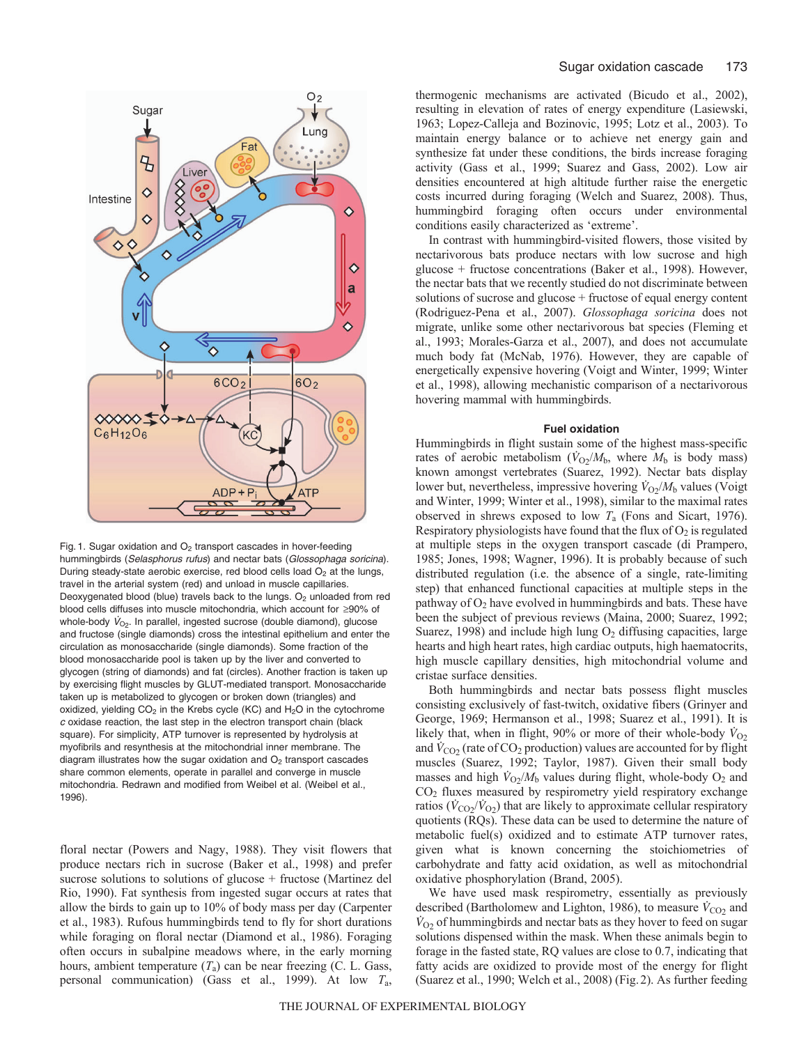Fig. 1. Sugar oxidation and $O_2$ transport cascades in hover-feeding hummingbirds (*Selasphorus rufus*) and nectar bats (*Glossophaga soricina*). During steady-state aerobic exercise, red blood cells load $O_2$ at the lungs, travel in the arterial system (red) and unload in muscle capillaries. Deoxygenated blood (blue) travels back to the lungs. $O_2$ unloaded from red blood cells diffuses into muscle mitochondria, which account for ≥90% of whole-body $\dot{V}_{O_2}$. In parallel, ingested sucrose (double diamond), glucose and fructose (single diamonds) cross the intestinal epithelium and enter the circulation as monosaccharide (single diamonds). Some fraction of the blood monosaccharide pool is taken up by the liver and converted to glycogen (string of diamonds) and fat (circles). Another fraction is taken up by exercising flight muscles by GLUT-mediated transport. Monosaccharide taken up is metabolized to glycogen or broken down (triangles) and oxidized, yielding $CO_2$ in the Krebs cycle (KC) and $H_2O$ in the cytochrome *c* oxidase reaction, the last step in the electron transport chain (black square). For simplicity, ATP turnover is represented by hydrolysis at myofibrils and resynthesis at the mitochondrial inner membrane. The diagram illustrates how the sugar oxidation and $O_2$ transport cascades share common elements, operate in parallel and converge in muscle mitochondria. Redrawn and modified from Weibel et al. (Weibel et al., 1996).

floral nectar (Powers and Nagy, 1988). They visit flowers that produce nectars rich in sucrose (Baker et al., 1998) and prefer sucrose solutions to solutions of glucose + fructose (Martinez del Rio, 1990). Fat synthesis from ingested sugar occurs at rates that allow the birds to gain up to 10% of body mass per day (Carpenter et al., 1983). Rufous hummingbirds tend to fly for short durations while foraging on floral nectar (Diamond et al., 1986). Foraging often occurs in subalpine meadows where, in the early morning hours, ambient temperature ($T_a$) can be near freezing (C. L. Gass, personal communication) (Gass et al., 1999). At low $T_a$, thermogenic mechanisms are activated (Bicudo et al., 2002), resulting in elevation of rates of energy expenditure (Lasiewski, 1963; Lopez-Calleja and Bozinovic, 1995; Lotz et al., 2003). To maintain energy balance or to achieve net energy gain and synthesize fat under these conditions, the birds increase foraging activity (Gass et al., 1999; Suarez and Gass, 2002). Low air densities encountered at high altitude further raise the energetic costs incurred during foraging (Welch and Suarez, 2008). Thus, hummingbird foraging often occurs under environmental conditions easily characterized as 'extreme'.

In contrast with hummingbird-visited flowers, those visited by nectarivorous bats produce nectars with low sucrose and high glucose + fructose concentrations (Baker et al., 1998). However, the nectar bats that we recently studied do not discriminate between solutions of sucrose and glucose + fructose of equal energy content (Rodriguez-Pena et al., 2007). *Glossophaga soricina* does not migrate, unlike some other nectarivorous bat species (Fleming et al., 1993; Morales-Garza et al., 2007), and does not accumulate much body fat (McNab, 1976). However, they are capable of energetically expensive hovering (Voigt and Winter, 1999; Winter et al., 1998), allowing mechanistic comparison of a nectarivorous hovering mammal with hummingbirds.

### Fuel oxidation

Hummingbirds in flight sustain some of the highest mass-specific rates of aerobic metabolism ($\dot{V}_{O_2}/M_b$, where $M_b$ is body mass) known amongst vertebrates (Suarez, 1992). Nectar bats display lower but, nevertheless, impressive hovering $\dot{V}_{O_2}/M_b$ values (Voigt and Winter, 1999; Winter et al., 1998), similar to the maximal rates observed in shrews exposed to low $T_a$ (Fons and Sicart, 1976). Respiratory physiologists have found that the flux of $O_2$ is regulated at multiple steps in the oxygen transport cascade (di Prampero, 1985; Jones, 1998; Wagner, 1996). It is probably because of such distributed regulation (i.e. the absence of a single, rate-limiting step) that enhanced functional capacities at multiple steps in the pathway of $O_2$ have evolved in hummingbirds and bats. These have been the subject of previous reviews (Maina, 2000; Suarez, 1992; Suarez, 1998) and include high lung $O_2$ diffusing capacities, large hearts and high heart rates, high cardiac outputs, high haematocrits, high muscle capillary densities, high mitochondrial volume and cristae surface densities.

Both hummingbirds and nectar bats possess flight muscles consisting exclusively of fast-twitch, oxidative fibers (Grinyer and George, 1969; Hermanson et al., 1998; Suarez et al., 1991). It is likely that, when in flight, 90% or more of their whole-body $\dot{V}_{O_2}$ and $\dot{V}_{CO_2}$ (rate of $CO_2$ production) values are accounted for by flight muscles (Suarez, 1992; Taylor, 1987). Given their small body masses and high $\dot{V}_{O_2}/M_b$ values during flight, whole-body $O_2$ and $CO_2$ fluxes measured by respirometry yield respiratory exchange ratios ($\dot{V}_{CO_2}/\dot{V}_{O_2}$) that are likely to approximate cellular respiratory quotients (RQs). These data can be used to determine the nature of metabolic fuel(s) oxidized and to estimate ATP turnover rates, given what is known concerning the stoichiometries of carbohydrate and fatty acid oxidation, as well as mitochondrial oxidative phosphorylation (Brand, 2005).

We have used mask respirometry, essentially as previously described (Bartholomew and Lighton, 1986), to measure $\dot{V}_{CO_2}$ and $\dot{V}_{O_2}$ of hummingbirds and nectar bats as they hover to feed on sugar solutions dispensed within the mask. When these animals begin to forage in the fasted state, RQ values are close to 0.7, indicating that fatty acids are oxidized to provide most of the energy for flight (Suarez et al., 1990; Welch et al., 2008) (Fig. 2). As further feeding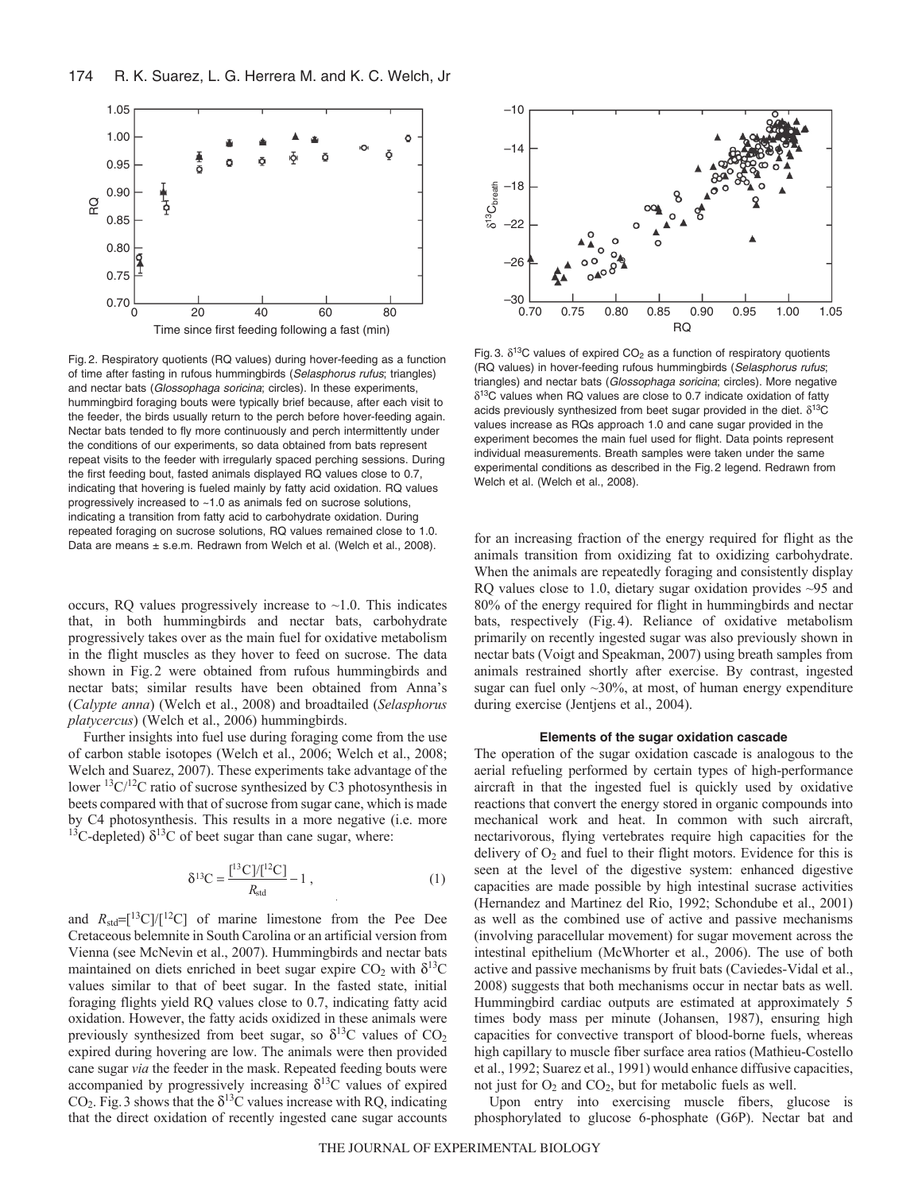Fig. 2. Respiratory quotients (RQ values) during hover-feeding as a function of time after fasting in rufous hummingbirds (*Selasphorus rufus*; triangles) and nectar bats (*Glossophaga soricina*; circles). In these experiments, hummingbird foraging bouts were typically brief because, after each visit to the feeder, the birds usually return to the perch before hover-feeding again. Nectar bats tended to fly more continuously and perch intermittently under the conditions of our experiments, so data obtained from bats represent repeat visits to the feeder with irregularly spaced perching sessions. During the first feeding bout, fasted animals displayed RQ values close to 0.7, indicating that hovering is fueled mainly by fatty acid oxidation. RQ values progressively increased to ~1.0 as animals fed on sucrose solutions, indicating a transition from fatty acid to carbohydrate oxidation. During repeated foraging on sucrose solutions, RQ values remained close to 1.0. Data are means ± s.e.m. Redrawn from Welch et al. (Welch et al., 2008).

Fig. 3. $\delta^{13}C$ values of expired $CO_2$ as a function of respiratory quotients (RQ values) in hover-feeding rufous hummingbirds (*Selasphorus rufus*; triangles) and nectar bats (*Glossophaga soricina*; circles). More negative $\delta^{13}C$ values when RQ values are close to 0.7 indicate oxidation of fatty acids previously synthesized from beet sugar provided in the diet. $\delta^{13}C$ values increase as RQs approach 1.0 and cane sugar provided in the experiment becomes the main fuel used for flight. Data points represent individual measurements. Breath samples were taken under the same experimental conditions as described in the Fig. 2 legend. Redrawn from Welch et al. (Welch et al., 2008).

occurs, RQ values progressively increase to ~1.0. This indicates that, in both hummingbirds and nectar bats, carbohydrate progressively takes over as the main fuel for oxidative metabolism in the flight muscles as they hover to feed on sucrose. The data shown in Fig. 2 were obtained from rufous hummingbirds and nectar bats; similar results have been obtained from Anna's (*Calypte anna*) (Welch et al., 2008) and broadtailed (*Selasphorus platycercus*) (Welch et al., 2006) hummingbirds.

Further insights into fuel use during foraging come from the use of carbon stable isotopes (Welch et al., 2006; Welch et al., 2008; Welch and Suarez, 2007). These experiments take advantage of the lower $^{13}C/^{12}C$ ratio of sucrose synthesized by C3 photosynthesis in beets compared with that of sucrose from sugar cane, which is made by C4 photosynthesis. This results in a more negative (i.e. more $^{13}C$-depleted) $\delta^{13}C$ of beet sugar than cane sugar, where:

$$\delta^{13}C = \frac{[^{13}C]/[^{12}C]}{R_{std}} - 1 \,, \qquad (1)$$

and $R_{std}$=$[^{13}C]/[^{12}C]$ of marine limestone from the Pee Dee Cretaceous belemnite in South Carolina or an artificial version from Vienna (see McNevin et al., 2007). Hummingbirds and nectar bats maintained on diets enriched in beet sugar expire $CO_2$ with $\delta^{13}C$ values similar to that of beet sugar. In the fasted state, initial foraging flights yield RQ values close to 0.7, indicating fatty acid oxidation. However, the fatty acids oxidized in these animals were previously synthesized from beet sugar, so $\delta^{13}C$ values of $CO_2$ expired during hovering are low. The animals were then provided cane sugar *via* the feeder in the mask. Repeated feeding bouts were accompanied by progressively increasing $\delta^{13}C$ values of expired $CO_2$. Fig. 3 shows that the $\delta^{13}C$ values increase with RQ, indicating that the direct oxidation of recently ingested cane sugar accounts for an increasing fraction of the energy required for flight as the animals transition from oxidizing fat to oxidizing carbohydrate. When the animals are repeatedly foraging and consistently display RQ values close to 1.0, dietary sugar oxidation provides ~95 and 80% of the energy required for flight in hummingbirds and nectar bats, respectively (Fig. 4). Reliance of oxidative metabolism primarily on recently ingested sugar was also previously shown in nectar bats (Voigt and Speakman, 2007) using breath samples from animals restrained shortly after exercise. By contrast, ingested sugar can fuel only ~30%, at most, of human energy expenditure during exercise (Jentjens et al., 2004).

## Elements of the sugar oxidation cascade

The operation of the sugar oxidation cascade is analogous to the aerial refueling performed by certain types of high-performance aircraft in that the ingested fuel is quickly used by oxidative reactions that convert the energy stored in organic compounds into mechanical work and heat. In common with such aircraft, nectarivorous, flying vertebrates require high capacities for the delivery of $O_2$ and fuel to their flight motors. Evidence for this is seen at the level of the digestive system: enhanced digestive capacities are made possible by high intestinal sucrase activities (Hernandez and Martinez del Rio, 1992; Schondube et al., 2001) as well as the combined use of active and passive mechanisms (involving paracellular movement) for sugar movement across the intestinal epithelium (McWhorter et al., 2006). The use of both active and passive mechanisms by fruit bats (Caviedes-Vidal et al., 2008) suggests that both mechanisms occur in nectar bats as well. Hummingbird cardiac outputs are estimated at approximately 5 times body mass per minute (Johansen, 1987), ensuring high capacities for convective transport of blood-borne fuels, whereas high capillary to muscle fiber surface area ratios (Mathieu-Costello et al., 1992; Suarez et al., 1991) would enhance diffusive capacities, not just for $O_2$ and $CO_2$, but for metabolic fuels as well.

Upon entry into exercising muscle fibers, glucose is phosphorylated to glucose 6-phosphate (G6P). Nectar bat and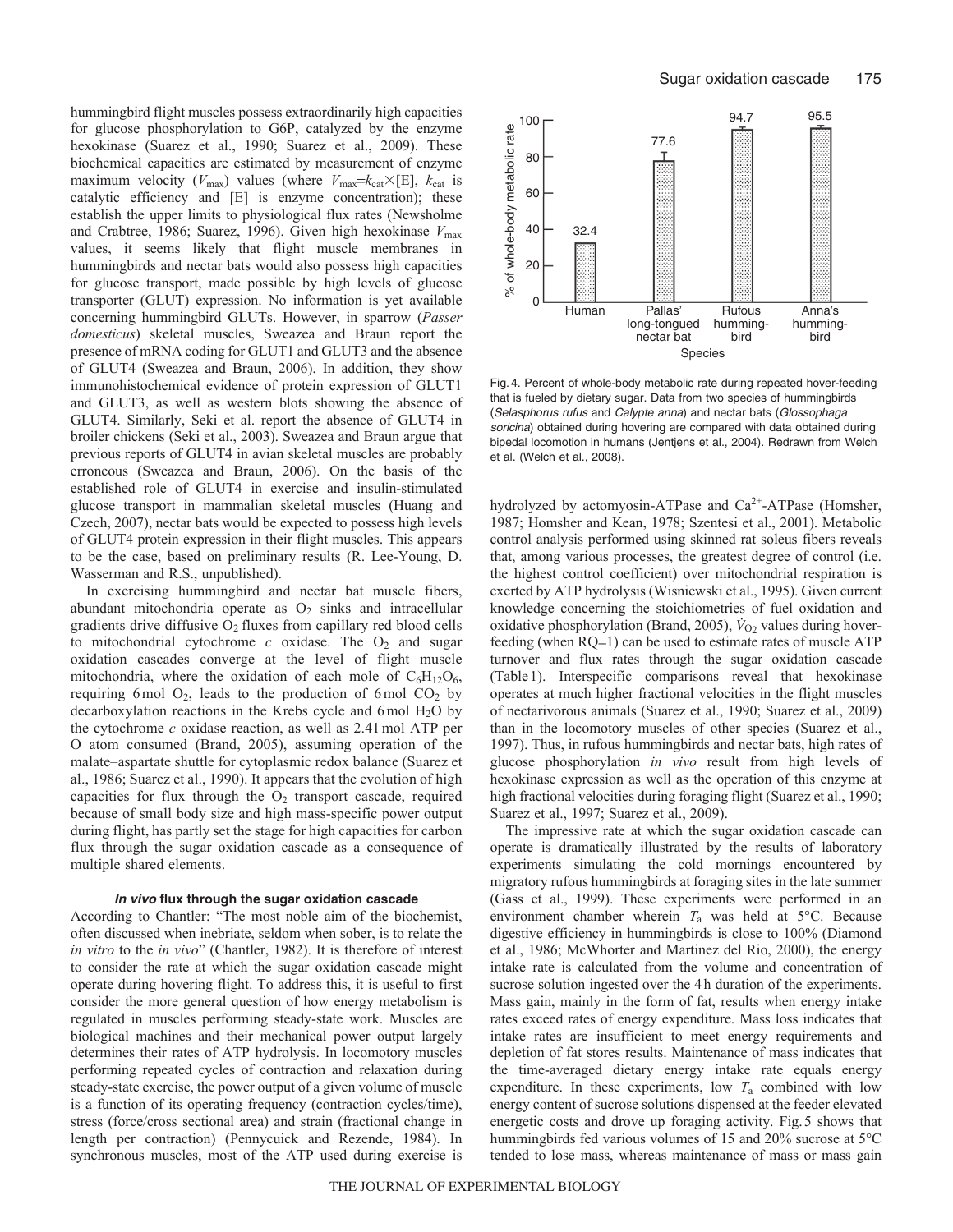hummingbird flight muscles possess extraordinarily high capacities for glucose phosphorylation to G6P, catalyzed by the enzyme hexokinase (Suarez et al., 1990; Suarez et al., 2009). These biochemical capacities are estimated by measurement of enzyme maximum velocity ($V_{max}$) values (where $V_{max}=k_{cat}\times[E]$, $k_{cat}$ is catalytic efficiency and [E] is enzyme concentration); these establish the upper limits to physiological flux rates (Newsholme and Crabtree, 1986; Suarez, 1996). Given high hexokinase $V_{max}$ values, it seems likely that flight muscle membranes in hummingbirds and nectar bats would also possess high capacities for glucose transport, made possible by high levels of glucose transporter (GLUT) expression. No information is yet available concerning hummingbird GLUTs. However, in sparrow (*Passer domesticus*) skeletal muscles, Sweazea and Braun report the presence of mRNA coding for GLUT1 and GLUT3 and the absence of GLUT4 (Sweazea and Braun, 2006). In addition, they show immunohistochemical evidence of protein expression of GLUT1 and GLUT3, as well as western blots showing the absence of GLUT4. Similarly, Seki et al. report the absence of GLUT4 in broiler chickens (Seki et al., 2003). Sweazea and Braun argue that previous reports of GLUT4 in avian skeletal muscles are probably erroneous (Sweazea and Braun, 2006). On the basis of the established role of GLUT4 in exercise and insulin-stimulated glucose transport in mammalian skeletal muscles (Huang and Czech, 2007), nectar bats would be expected to possess high levels of GLUT4 protein expression in their flight muscles. This appears to be the case, based on preliminary results (R. Lee-Young, D. Wasserman and R.S., unpublished).

In exercising hummingbird and nectar bat muscle fibers, abundant mitochondria operate as $O_2$ sinks and intracellular gradients drive diffusive $O_2$ fluxes from capillary red blood cells to mitochondrial cytochrome *c* oxidase. The $O_2$ and sugar oxidation cascades converge at the level of flight muscle mitochondria, where the oxidation of each mole of $C_6H_{12}O_6$, requiring 6 mol $O_2$, leads to the production of 6 mol $CO_2$ by decarboxylation reactions in the Krebs cycle and 6 mol $H_2O$ by the cytochrome *c* oxidase reaction, as well as 2.41 mol ATP per O atom consumed (Brand, 2005), assuming operation of the malate–aspartate shuttle for cytoplasmic redox balance (Suarez et al., 1986; Suarez et al., 1990). It appears that the evolution of high capacities for flux through the $O_2$ transport cascade, required because of small body size and high mass-specific power output during flight, has partly set the stage for high capacities for carbon flux through the sugar oxidation cascade as a consequence of multiple shared elements.

### *In vivo* flux through the sugar oxidation cascade

According to Chantler: "The most noble aim of the biochemist, often discussed when inebriate, seldom when sober, is to relate the *in vitro* to the *in vivo*" (Chantler, 1982). It is therefore of interest to consider the rate at which the sugar oxidation cascade might operate during hovering flight. To address this, it is useful to first consider the more general question of how energy metabolism is regulated in muscles performing steady-state work. Muscles are biological machines and their mechanical power output largely determines their rates of ATP hydrolysis. In locomotory muscles performing repeated cycles of contraction and relaxation during steady-state exercise, the power output of a given volume of muscle is a function of its operating frequency (contraction cycles/time), stress (force/cross sectional area) and strain (fractional change in length per contraction) (Pennycuick and Rezende, 1984). In synchronous muscles, most of the ATP used during exercise is hydrolyzed by actomyosin-ATPase and $Ca^{2+}$-ATPase (Homsher, 1987; Homsher and Kean, 1978; Szentesi et al., 2001). Metabolic control analysis performed using skinned rat soleus fibers reveals that, among various processes, the greatest degree of control (i.e. the highest control coefficient) over mitochondrial respiration is exerted by ATP hydrolysis (Wisniewski et al., 1995). Given current knowledge concerning the stoichiometries of fuel oxidation and oxidative phosphorylation (Brand, 2005), $\dot{V}_{O_2}$ values during hover-feeding (when RQ=1) can be used to estimate rates of muscle ATP turnover and flux rates through the sugar oxidation cascade (Table 1). Interspecific comparisons reveal that hexokinase operates at much higher fractional velocities in the flight muscles of nectarivorous animals (Suarez et al., 1990; Suarez et al., 2009) than in the locomotory muscles of other species (Suarez et al., 1997). Thus, in rufous hummingbirds and nectar bats, high rates of glucose phosphorylation *in vivo* result from high levels of hexokinase expression as well as the operation of this enzyme at high fractional velocities during foraging flight (Suarez et al., 1990; Suarez et al., 1997; Suarez et al., 2009).

The impressive rate at which the sugar oxidation cascade can operate is dramatically illustrated by the results of laboratory experiments simulating the cold mornings encountered by migratory rufous hummingbirds at foraging sites in the late summer (Gass et al., 1999). These experiments were performed in an environment chamber wherein $T_a$ was held at 5°C. Because digestive efficiency in hummingbirds is close to 100% (Diamond et al., 1986; McWhorter and Martinez del Rio, 2000), the energy intake rate is calculated from the volume and concentration of sucrose solution ingested over the 4 h duration of the experiments. Mass gain, mainly in the form of fat, results when energy intake rates exceed rates of energy expenditure. Mass loss indicates that intake rates are insufficient to meet energy requirements and depletion of fat stores results. Maintenance of mass indicates that the time-averaged dietary energy intake rate equals energy expenditure. In these experiments, low $T_a$ combined with low energy content of sucrose solutions dispensed at the feeder elevated energetic costs and drove up foraging activity. Fig. 5 shows that hummingbirds fed various volumes of 15 and 20% sucrose at 5°C tended to lose mass, whereas maintenance of mass or mass gain

Fig. 4. Percent of whole-body metabolic rate during repeated hover-feeding that is fueled by dietary sugar. Data from two species of hummingbirds (*Selasphorus rufus* and *Calypte anna*) and nectar bats (*Glossophaga soricina*) obtained during hovering are compared with data obtained during bipedal locomotion in humans (Jentjens et al., 2004). Redrawn from Welch et al. (Welch et al., 2008).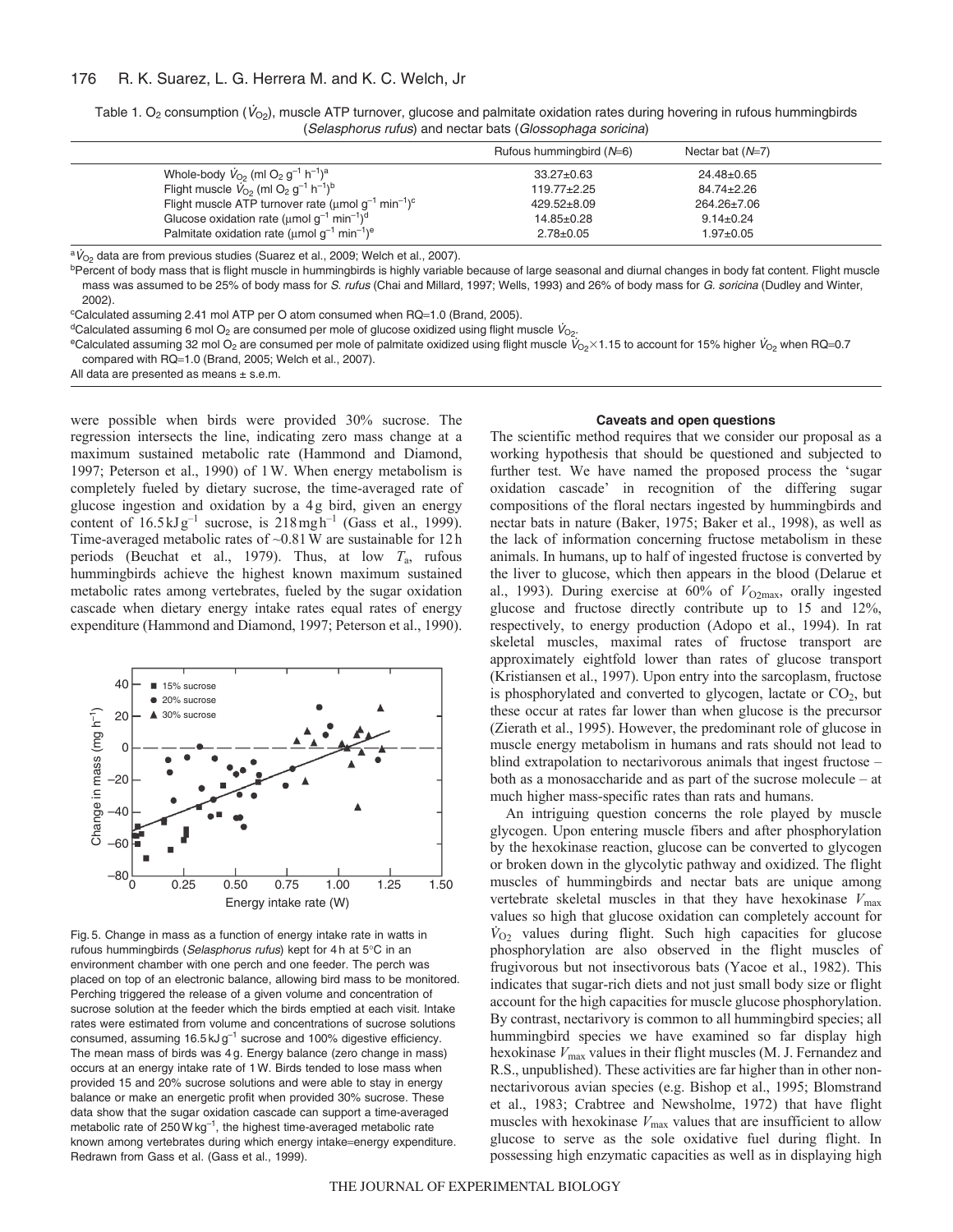Table 1. $O_2$ consumption ($\dot{V}_{O_2}$), muscle ATP turnover, glucose and palmitate oxidation rates during hovering in rufous hummingbirds (*Selasphorus rufus*) and nectar bats (*Glossophaga soricina*)

| | Rufous hummingbird ($N$=6) | Nectar bat ($N$=7) |
|---|---|---|
| Whole-body $\dot{V}_{O_2}$ (ml $O_2$ g$^{-1}$ h$^{-1}$)[a] | 33.27±0.63 | 24.48±0.65 |
| Flight muscle $\dot{V}_{O_2}$ (ml $O_2$ g$^{-1}$ h$^{-1}$)[b] | 119.77±2.25 | 84.74±2.26 |
| Flight muscle ATP turnover rate (μmol g$^{-1}$ min$^{-1}$)[c] | 429.52±8.09 | 264.26±7.06 |
| Glucose oxidation rate (μmol g$^{-1}$ min$^{-1}$)[d] | 14.85±0.28 | 9.14±0.24 |
| Palmitate oxidation rate (μmol g$^{-1}$ min$^{-1}$)[e] | 2.78±0.05 | 1.97±0.05 |

[a]$\dot{V}_{O_2}$ data are from previous studies (Suarez et al., 2009; Welch et al., 2007).

[b]Percent of body mass that is flight muscle in hummingbirds is highly variable because of large seasonal and diurnal changes in body fat content. Flight muscle mass was assumed to be 25% of body mass for *S. rufus* (Chai and Millard, 1997; Wells, 1993) and 26% of body mass for *G. soricina* (Dudley and Winter, 2002).

[c]Calculated assuming 2.41 mol ATP per O atom consumed when RQ=1.0 (Brand, 2005).

[d]Calculated assuming 6 mol $O_2$ are consumed per mole of glucose oxidized using flight muscle $\dot{V}_{O_2}$.

[e]Calculated assuming 32 mol $O_2$ are consumed per mole of palmitate oxidized using flight muscle $\dot{V}_{O_2}\times1.15$ to account for 15% higher $\dot{V}_{O_2}$ when RQ=0.7 compared with RQ=1.0 (Brand, 2005; Welch et al., 2007).

All data are presented as means ± s.e.m.

were possible when birds were provided 30% sucrose. The regression intersects the line, indicating zero mass change at a maximum sustained metabolic rate (Hammond and Diamond, 1997; Peterson et al., 1990) of 1 W. When energy metabolism is completely fueled by dietary sucrose, the time-averaged rate of glucose ingestion and oxidation by a 4 g bird, given an energy content of 16.5 kJ g$^{-1}$ sucrose, is 218 mg h$^{-1}$ (Gass et al., 1999). Time-averaged metabolic rates of ~0.81 W are sustainable for 12 h periods (Beuchat et al., 1979). Thus, at low $T_a$, rufous hummingbirds achieve the highest known maximum sustained metabolic rates among vertebrates, fueled by the sugar oxidation cascade when dietary energy intake rates equal rates of energy expenditure (Hammond and Diamond, 1997; Peterson et al., 1990).

Fig. 5. Change in mass as a function of energy intake rate in watts in rufous hummingbirds (*Selasphorus rufus*) kept for 4 h at 5°C in an environment chamber with one perch and one feeder. The perch was placed on top of an electronic balance, allowing bird mass to be monitored. Perching triggered the release of a given volume and concentration of sucrose solution at the feeder which the birds emptied at each visit. Intake rates were estimated from volume and concentrations of sucrose solutions consumed, assuming 16.5 kJ g$^{-1}$ sucrose and 100% digestive efficiency. The mean mass of birds was 4 g. Energy balance (zero change in mass) occurs at an energy intake rate of 1 W. Birds tended to lose mass when provided 15 and 20% sucrose solutions and were able to stay in energy balance or make an energetic profit when provided 30% sucrose. These data show that the sugar oxidation cascade can support a time-averaged metabolic rate of 250 W kg$^{-1}$, the highest time-averaged metabolic rate known among vertebrates during which energy intake=energy expenditure. Redrawn from Gass et al. (Gass et al., 1999).

### Caveats and open questions

The scientific method requires that we consider our proposal as a working hypothesis that should be questioned and subjected to further test. We have named the proposed process the 'sugar oxidation cascade' in recognition of the differing sugar compositions of the floral nectars ingested by hummingbirds and nectar bats in nature (Baker, 1975; Baker et al., 1998), as well as the lack of information concerning fructose metabolism in these animals. In humans, up to half of ingested fructose is converted by the liver to glucose, which then appears in the blood (Delarue et al., 1993). During exercise at 60% of $V_{O_2max}$, orally ingested glucose and fructose directly contribute up to 15 and 12%, respectively, to energy production (Adopo et al., 1994). In rat skeletal muscles, maximal rates of fructose transport are approximately eightfold lower than rates of glucose transport (Kristiansen et al., 1997). Upon entry into the sarcoplasm, fructose is phosphorylated and converted to glycogen, lactate or $CO_2$, but these occur at rates far lower than when glucose is the precursor (Zierath et al., 1995). However, the predominant role of glucose in muscle energy metabolism in humans and rats should not lead to blind extrapolation to nectarivorous animals that ingest fructose – both as a monosaccharide and as part of the sucrose molecule – at much higher mass-specific rates than rats and humans.

An intriguing question concerns the role played by muscle glycogen. Upon entering muscle fibers and after phosphorylation by the hexokinase reaction, glucose can be converted to glycogen or broken down in the glycolytic pathway and oxidized. The flight muscles of hummingbirds and nectar bats are unique among vertebrate skeletal muscles in that they have hexokinase $V_{max}$ values so high that glucose oxidation can completely account for $\dot{V}_{O_2}$ values during flight. Such high capacities for glucose phosphorylation are also observed in the flight muscles of frugivorous but not insectivorous bats (Yacoe et al., 1982). This indicates that sugar-rich diets and not just small body size or flight account for the high capacities for muscle glucose phosphorylation. By contrast, nectarivory is common to all hummingbird species; all hummingbird species we have examined so far display high hexokinase $V_{max}$ values in their flight muscles (M. J. Fernandez and R.S., unpublished). These activities are far higher than in other non-nectarivorous avian species (e.g. Bishop et al., 1995; Blomstrand et al., 1983; Crabtree and Newsholme, 1972) that have flight muscles with hexokinase $V_{max}$ values that are insufficient to allow glucose to serve as the sole oxidative fuel during flight. In possessing high enzymatic capacities as well as in displaying high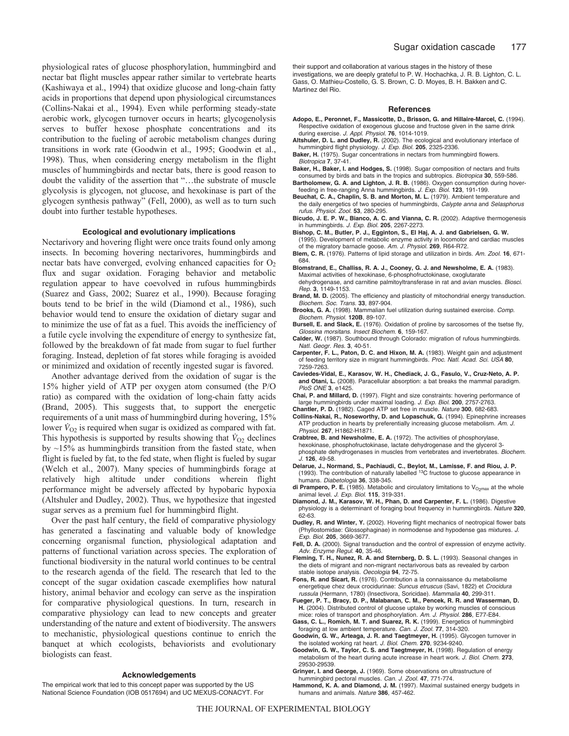physiological rates of glucose phosphorylation, hummingbird and nectar bat flight muscles appear rather similar to vertebrate hearts (Kashiwaya et al., 1994) that oxidize glucose and long-chain fatty acids in proportions that depend upon physiological circumstances (Collins-Nakai et al., 1994). Even while performing steady-state aerobic work, glycogen turnover occurs in hearts; glycogenolysis serves to buffer hexose phosphate concentrations and its contribution to the fueling of aerobic metabolism changes during transitions in work rate (Goodwin et al., 1995; Goodwin et al., 1998). Thus, when considering energy metabolism in the flight muscles of hummingbirds and nectar bats, there is good reason to doubt the validity of the assertion that "…the substrate of muscle glycolysis is glycogen, not glucose, and hexokinase is part of the glycogen synthesis pathway" (Fell, 2000), as well as to turn such doubt into further testable hypotheses.

## Ecological and evolutionary implications

Nectarivory and hovering flight were once traits found only among insects. In becoming hovering nectarivores, hummingbirds and nectar bats have converged, evolving enhanced capacities for $O_2$ flux and sugar oxidation. Foraging behavior and metabolic regulation appear to have coevolved in rufous hummingbirds (Suarez and Gass, 2002; Suarez et al., 1990). Because foraging bouts tend to be brief in the wild (Diamond et al., 1986), such behavior would tend to ensure the oxidation of dietary sugar and to minimize the use of fat as a fuel. This avoids the inefficiency of a futile cycle involving the expenditure of energy to synthesize fat, followed by the breakdown of fat made from sugar to fuel further foraging. Instead, depletion of fat stores while foraging is avoided or minimized and oxidation of recently ingested sugar is favored.

Another advantage derived from the oxidation of sugar is the 15% higher yield of ATP per oxygen atom consumed (the P/O ratio) as compared with the oxidation of long-chain fatty acids (Brand, 2005). This suggests that, to support the energetic requirements of a unit mass of hummingbird during hovering, 15% lower $\dot{V}_{O_2}$ is required when sugar is oxidized as compared with fat. This hypothesis is supported by results showing that $\dot{V}_{O_2}$ declines by ~15% as hummingbirds transition from the fasted state, when flight is fueled by fat, to the fed state, when flight is fueled by sugar (Welch et al., 2007). Many species of hummingbirds forage at relatively high altitude under conditions wherein flight performance might be adversely affected by hypobaric hypoxia (Altshuler and Dudley, 2002). Thus, we hypothesize that ingested sugar serves as a premium fuel for hummingbird flight.

Over the past half century, the field of comparative physiology has generated a fascinating and valuable body of knowledge concerning organismal function, physiological adaptation and patterns of functional variation across species. The exploration of functional biodiversity in the natural world continues to be central to the research agenda of the field. The research that led to the concept of the sugar oxidation cascade exemplifies how natural history, animal behavior and ecology can serve as the inspiration for comparative physiological questions. In turn, research in comparative physiology can lead to new concepts and greater understanding of the nature and extent of biodiversity. The answers to mechanistic, physiological questions continue to enrich the banquet at which ecologists, behaviorists and evolutionary biologists can feast.

## Acknowledgements

The empirical work that led to this concept paper was supported by the US National Science Foundation (IOB 0517694) and UC MEXUS-CONACYT. For their support and collaboration at various stages in the history of these investigations, we are deeply grateful to P. W. Hochachka, J. R. B. Lighton, C. L. Gass, O. Mathieu-Costello, G. S. Brown, C. D. Moyes, B. H. Bakken and C. Martinez del Rio.

## References

**Adopo, E., Peronnet, F., Massicotte, D., Brisson, G. and Hillaire-Marcel, C.** (1994). Respective oxidation of exogenous glucose and fructose given in the same drink during exercise. *J. Appl. Physiol.* **76**, 1014-1019.

**Altshuler, D. L. and Dudley, R.** (2002). The ecological and evolutionary interface of hummingbird flight physiology. *J. Exp. Biol.* **205**, 2325-2336.

**Baker, H.** (1975). Sugar concentrations in nectars from hummingbird flowers. *Biotropica* **7**, 37-41.

**Baker, H., Baker, I. and Hodges, S.** (1998). Sugar composition of nectars and fruits consumed by birds and bats in the tropics and subtropics. *Biotropica* **30**, 559-586.

**Bartholomew, G. A. and Lighton, J. R. B.** (1986). Oxygen consumption during hover-feeding in free-ranging Anna hummingbirds. *J. Exp. Biol.* **123**, 191-199.

**Beuchat, C. A., Chaplin, S. B. and Morton, M. L.** (1979). Ambient temperature and the daily energetics of two species of hummingbirds, *Calypte anna* and *Selasphorus rufus*. *Physiol. Zool.* **53**, 280-295.

**Bicudo, J. E. P. W., Bianco, A. C. and Vianna, C. R.** (2002). Adaptive thermogenesis in hummingbirds. *J. Exp. Biol.* **205**, 2267-2273.

**Bishop, C. M., Butler, P. J., Egginton, S., El Haj, A. J. and Gabrielsen, G. W.** (1995). Development of metabolic enzyme activity in locomotor and cardiac muscles of the migratory barnacle goose. *Am. J. Physiol.* **269**, R64-R72.

**Blem, C. R.** (1976). Patterns of lipid storage and utilization in birds. *Am. Zool.* **16**, 671-684.

**Blomstrand, E., Challiss, R. A. J., Cooney, G. J. and Newsholme, E. A.** (1983). Maximal activities of hexokinase, 6-phosphofructokinase, oxoglutarate dehydrogenase, and carnitine palmitoyltransferase in rat and avian muscles. *Biosci. Rep.* **3**, 1149-1153.

**Brand, M. D.** (2005). The efficiency and plasticity of mitochondrial energy transduction. *Biochem. Soc. Trans.* **33**, 897-904.

**Brooks, G. A.** (1998). Mammalian fuel utilization during sustained exercise. *Comp. Biochem. Physiol.* **120B**, 89-107.

**Bursell, E. and Slack, E.** (1976). Oxidation of proline by sarcosomes of the tsetse fly, *Glossina morsitans*. *Insect Biochem.* **6**, 159-167.

**Calder, W.** (1987). Southbound through Colorado: migration of rufous hummingbirds. *Natl. Geogr. Res.* **3**, 40-51.

**Carpenter, F. L., Paton, D. C. and Hixon, M. A.** (1983). Weight gain and adjustment of feeding territory size in migrant hummingbirds. *Proc. Natl. Acad. Sci. USA* **80**, 7259-7263.

**Caviedes-Vidal, E., Karasov, W. H., Chediack, J. G., Fasulo, V., Cruz-Neto, A. P. and Otani, L.** (2008). Paracellular absorption: a bat breaks the mammal paradigm. *PloS ONE* **3**, e1425.

**Chai, P. and Millard, D.** (1997). Flight and size constraints: hovering performance of large hummingbirds under maximal loading. *J. Exp. Biol.* **200**, 2757-2763.

**Chantler, P. D.** (1982). Caged ATP set free in muscle. *Nature* **300**, 682-683.

**Collins-Nakai, R., Noseworthy, D. and Lopaschuk, G.** (1994). Epinephrine increases ATP production in hearts by preferentially increasing glucose metabolism. *Am. J. Physiol.* **267**, H1862-H1871.

**Crabtree, B. and Newsholme, E. A.** (1972). The activities of phosphorylase, hexokinase, phosphofructokinase, lactate dehydrogenase and the glycerol 3-phosphate dehydrogenases in muscles from vertebrates and invertebrates. *Biochem. J.* **126**, 49-58.

**Delarue, J., Normand, S., Pachiaudi, C., Beylot, M., Lamisse, F. and Riou, J. P.** (1993). The contribution of naturally labelled $^{13}C$ fructose to glucose appearance in humans. *Diabetologia* **36**, 338-345.

**di Prampero, P. E.** (1985). Metabolic and circulatory limitations to $V_{O_2max}$ at the whole animal level. *J. Exp. Biol.* **115**, 319-331.

**Diamond, J. M., Karasov, W. H., Phan, D. and Carpenter, F. L.** (1986). Digestive physiology is a determinant of foraging bout frequency in hummingbirds. *Nature* **320**, 62-63.

**Dudley, R. and Winter, Y.** (2002). Hovering flight mechanics of neotropical flower bats (Phyllostomidae: Glossophaginae) in normodense and hypodense gas mixtures. *J. Exp. Biol.* **205**, 3669-3677.

**Fell, D. A.** (2000). Signal transduction and the control of expression of enzyme activity. *Adv. Enzyme Regul.* **40**, 35-46.

**Fleming, T. H., Nunez, R. A. and Sternberg, D. S. L.** (1993). Seasonal changes in the diets of migrant and non-migrant nectarivorous bats as revealed by carbon stable isotope analysis. *Oecologia* **94**, 72-75.

**Fons, R. and Sicart, R.** (1976). Contribution a la connaissance du metabolisme energetique chez deux crocidurinae: *Suncus etruscus* (Savi, 1822) et *Crocidura russula* (Hermann, 1780) (Insectivora, Soricidae). *Mammalia* **40**, 299-311.

**Fueger, P. T., Bracy, D. P., Malabanan, C. M., Pencek, R. R. and Wasserman, D. H.** (2004). Distributed control of glucose uptake by working muscles of conscious mice: roles of transport and phosphorylation. *Am. J. Physiol.* **286**, E77-E84.

**Gass, C. L., Romich, M. T. and Suarez, R. K.** (1999). Energetics of hummingbird foraging at low ambient temperature. *Can. J. Zool.* **77**, 314-320.

**Goodwin, G. W., Arteaga, J. R. and Taegtmeyer, H.** (1995). Glycogen turnover in the isolated working rat heart. *J. Biol. Chem.* **270**, 9234-9240.

**Goodwin, G. W., Taylor, C. S. and Taegtmeyer, H.** (1998). Regulation of energy metabolism of the heart during acute increase in heart work. *J. Biol. Chem.* **273**, 29530-29539.

**Grinyer, I. and George, J.** (1969). Some observations on ultrastructure of hummingbird pectoral muscles. *Can. J. Zool.* **47**, 771-774.

**Hammond, K. A. and Diamond, J. M.** (1997). Maximal sustained energy budgets in humans and animals. *Nature* **386**, 457-462.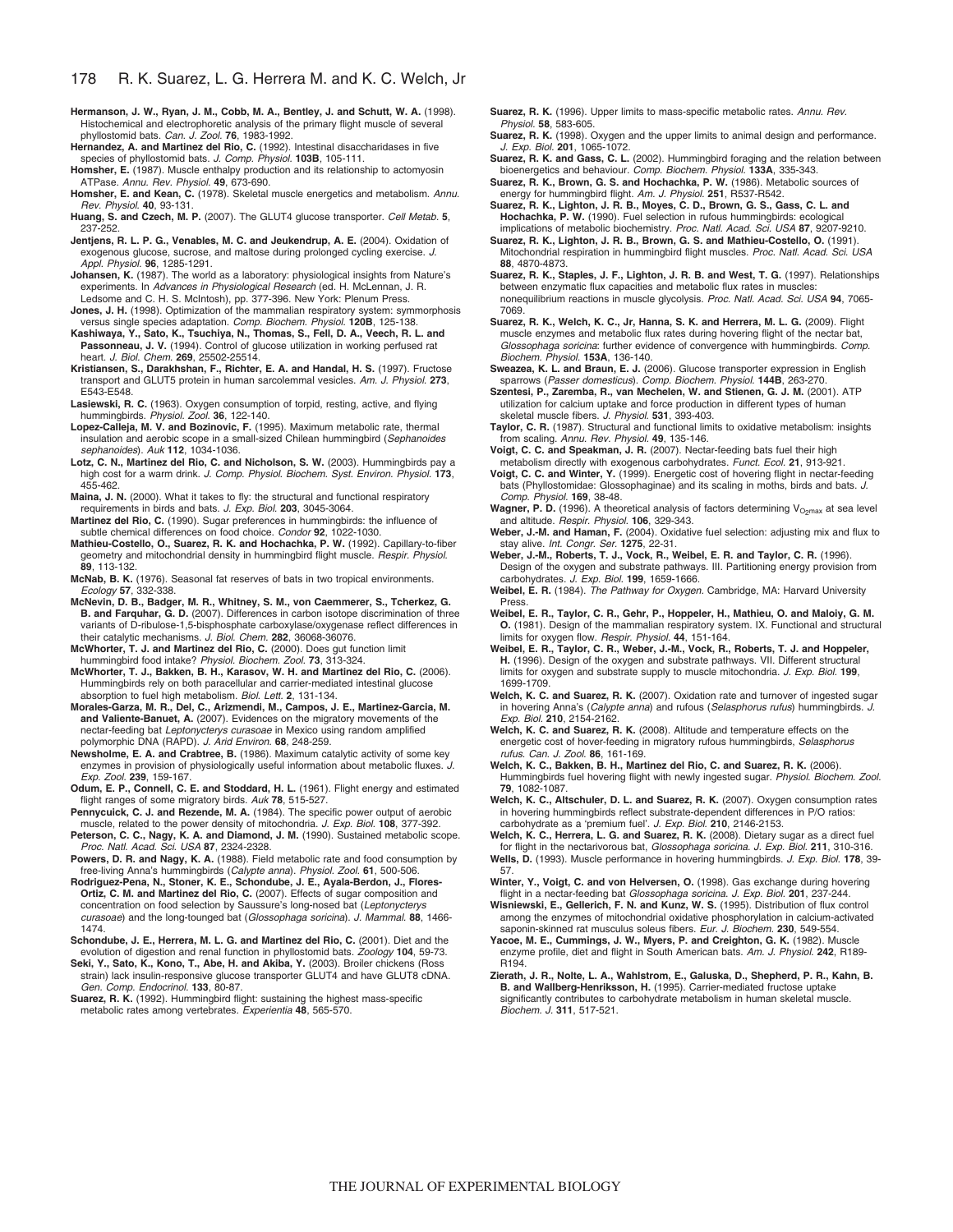**Hermanson, J. W., Ryan, J. M., Cobb, M. A., Bentley, J. and Schutt, W. A.** (1998). Histochemical and electrophoretic analysis of the primary flight muscle of several phyllostomid bats. *Can. J. Zool.* **76**, 1983-1992.

**Hernandez, A. and Martinez del Rio, C.** (1992). Intestinal disaccharidases in five species of phyllostomid bats. *J. Comp. Physiol.* **103B**, 105-111.

**Homsher, E.** (1987). Muscle enthalpy production and its relationship to actomyosin ATPase. *Annu. Rev. Physiol.* **49**, 673-690.

**Homsher, E. and Kean, C.** (1978). Skeletal muscle energetics and metabolism. *Annu. Rev. Physiol.* **40**, 93-131.

**Huang, S. and Czech, M. P.** (2007). The GLUT4 glucose transporter. *Cell Metab.* **5**, 237-252.

**Jentjens, R. L. P. G., Venables, M. C. and Jeukendrup, A. E.** (2004). Oxidation of exogenous glucose, sucrose, and maltose during prolonged cycling exercise. *J. Appl. Physiol.* **96**, 1285-1291.

**Johansen, K.** (1987). The world as a laboratory: physiological insights from Nature's experiments. In *Advances in Physiological Research* (ed. H. McLennan, J. R. Ledsome and C. H. S. McIntosh), pp. 377-396. New York: Plenum Press.

**Jones, J. H.** (1998). Optimization of the mammalian respiratory system: symmorphosis versus single species adaptation. *Comp. Biochem. Physiol.* **120B**, 125-138.

**Kashiwaya, Y., Sato, K., Tsuchiya, N., Thomas, S., Fell, D. A., Veech, R. L. and Passonneau, J. V.** (1994). Control of glucose utilization in working perfused rat heart. *J. Biol. Chem.* **269**, 25502-25514.

**Kristiansen, S., Darakhshan, F., Richter, E. A. and Handal, H. S.** (1997). Fructose transport and GLUT5 protein in human sarcolemmal vesicles. *Am. J. Physiol.* **273**, E543-E548.

**Lasiewski, R. C.** (1963). Oxygen consumption of torpid, resting, active, and flying hummingbirds. *Physiol. Zool.* **36**, 122-140.

**Lopez-Calleja, M. V. and Bozinovic, F.** (1995). Maximum metabolic rate, thermal insulation and aerobic scope in a small-sized Chilean hummingbird (*Sephanoides sephanoides*). *Auk* **112**, 1034-1036.

**Lotz, C. N., Martinez del Rio, C. and Nicholson, S. W.** (2003). Hummingbirds pay a high cost for a warm drink. *J. Comp. Physiol. Biochem. Syst. Environ. Physiol.* **173**, 455-462.

**Maina, J. N.** (2000). What it takes to fly: the structural and functional respiratory requirements in birds and bats. *J. Exp. Biol.* **203**, 3045-3064.

**Martinez del Rio, C.** (1990). Sugar preferences in hummingbirds: the influence of subtle chemical differences on food choice. *Condor* **92**, 1022-1030.

**Mathieu-Costello, O., Suarez, R. K. and Hochachka, P. W.** (1992). Capillary-to-fiber geometry and mitochondrial density in hummingbird flight muscle. *Respir. Physiol.* **89**, 113-132.

**McNab, B. K.** (1976). Seasonal fat reserves of bats in two tropical environments. *Ecology* **57**, 332-338.

**McNevin, D. B., Badger, M. R., Whitney, S. M., von Caemmerer, S., Tcherkez, G. B. and Farquhar, G. D.** (2007). Differences in carbon isotope discrimination of three variants of D-ribulose-1,5-bisphosphate carboxylase/oxygenase reflect differences in their catalytic mechanisms. *J. Biol. Chem.* **282**, 36068-36076.

**McWhorter, T. J. and Martinez del Rio, C.** (2000). Does gut function limit hummingbird food intake? *Physiol. Biochem. Zool.* **73**, 313-324.

**McWhorter, T. J., Bakken, B. H., Karasov, W. H. and Martinez del Rio, C.** (2006). Hummingbirds rely on both paracellular and carrier-mediated intestinal glucose absorption to fuel high metabolism. *Biol. Lett.* **2**, 131-134.

**Morales-Garza, M. R., Del, C., Arizmendi, M., Campos, J. E., Martinez-Garcia, M. and Valiente-Banuet, A.** (2007). Evidences on the migratory movements of the nectar-feeding bat *Leptonycterys curasoae* in Mexico using random amplified polymorphic DNA (RAPD). *J. Arid Environ.* **68**, 248-259.

**Newsholme, E. A. and Crabtree, B.** (1986). Maximum catalytic activity of some key enzymes in provision of physiologically useful information about metabolic fluxes. *J. Exp. Zool.* **239**, 159-167.

**Odum, E. P., Connell, C. E. and Stoddard, H. L.** (1961). Flight energy and estimated flight ranges of some migratory birds. *Auk* **78**, 515-527.

**Pennycuick, C. J. and Rezende, M. A.** (1984). The specific power output of aerobic muscle, related to the power density of mitochondria. *J. Exp. Biol.* **108**, 377-392.

**Peterson, C. C., Nagy, K. A. and Diamond, J. M.** (1990). Sustained metabolic scope. *Proc. Natl. Acad. Sci. USA* **87**, 2324-2328.

**Powers, D. R. and Nagy, K. A.** (1988). Field metabolic rate and food consumption by free-living Anna's hummingbirds (*Calypte anna*). *Physiol. Zool.* **61**, 500-506.

**Rodriguez-Pena, N., Stoner, K. E., Schondube, J. E., Ayala-Berdon, J., Flores-Ortiz, C. M. and Martinez del Rio, C.** (2007). Effects of sugar composition and concentration on food selection by Saussure's long-nosed bat (*Leptonycterys curasoae*) and the long-tounged bat (*Glossophaga soricina*). *J. Mammal.* **88**, 1466-1474.

**Schondube, J. E., Herrera, M. L. G. and Martinez del Rio, C.** (2001). Diet and the evolution of digestion and renal function in phyllostomid bats. *Zoology* **104**, 59-73.

**Seki, Y., Sato, K., Kono, T., Abe, H. and Akiba, Y.** (2003). Broiler chickens (Ross strain) lack insulin-responsive glucose transporter GLUT4 and have GLUT8 cDNA. *Gen. Comp. Endocrinol.* **133**, 80-87.

**Suarez, R. K.** (1992). Hummingbird flight: sustaining the highest mass-specific metabolic rates among vertebrates. *Experientia* **48**, 565-570.

**Suarez, R. K.** (1996). Upper limits to mass-specific metabolic rates. *Annu. Rev. Physiol.* **58**, 583-605.

**Suarez, R. K.** (1998). Oxygen and the upper limits to animal design and performance. *J. Exp. Biol.* **201**, 1065-1072.

**Suarez, R. K. and Gass, C. L.** (2002). Hummingbird foraging and the relation between bioenergetics and behaviour. *Comp. Biochem. Physiol.* **133A**, 335-343.

**Suarez, R. K., Brown, G. S. and Hochachka, P. W.** (1986). Metabolic sources of energy for hummingbird flight. *Am. J. Physiol.* **251**, R537-R542.

**Suarez, R. K., Lighton, J. R. B., Moyes, C. D., Brown, G. S., Gass, C. L. and Hochachka, P. W.** (1990). Fuel selection in rufous hummingbirds: ecological implications of metabolic biochemistry. *Proc. Natl. Acad. Sci. USA* **87**, 9207-9210.

**Suarez, R. K., Lighton, J. R. B., Brown, G. S. and Mathieu-Costello, O.** (1991). Mitochondrial respiration in hummingbird flight muscles. *Proc. Natl. Acad. Sci. USA* **88**, 4870-4873.

**Suarez, R. K., Staples, J. F., Lighton, J. R. B. and West, T. G.** (1997). Relationships between enzymatic flux capacities and metabolic flux rates in muscles: nonequilibrium reactions in muscle glycolysis. *Proc. Natl. Acad. Sci. USA* **94**, 7065-7069.

**Suarez, R. K., Welch, K. C., Jr, Hanna, S. K. and Herrera, M. L. G.** (2009). Flight muscle enzymes and metabolic flux rates during hovering flight of the nectar bat, *Glossophaga soricina*: further evidence of convergence with hummingbirds. *Comp. Biochem. Physiol.* **153A**, 136-140.

**Sweazea, K. L. and Braun, E. J.** (2006). Glucose transporter expression in English sparrows (*Passer domesticus*). *Comp. Biochem. Physiol.* **144B**, 263-270.

**Szentesi, P., Zaremba, R., van Mechelen, W. and Stienen, G. J. M.** (2001). ATP utilization for calcium uptake and force production in different types of human skeletal muscle fibers. *J. Physiol.* **531**, 393-403.

**Taylor, C. R.** (1987). Structural and functional limits to oxidative metabolism: insights from scaling. *Annu. Rev. Physiol.* **49**, 135-146.

**Voigt, C. C. and Speakman, J. R.** (2007). Nectar-feeding bats fuel their high metabolism directly with exogenous carbohydrates. *Funct. Ecol.* **21**, 913-921.

**Voigt, C. C. and Winter, Y.** (1999). Energetic cost of hovering flight in nectar-feeding bats (Phyllostomidae: Glossophaginae) and its scaling in moths, birds and bats. *J. Comp. Physiol.* **169**, 38-48.

**Wagner, P. D.** (1996). A theoretical analysis of factors determining $V_{O_2max}$ at sea level and altitude. *Respir. Physiol.* **106**, 329-343.

**Weber, J.-M. and Haman, F.** (2004). Oxidative fuel selection: adjusting mix and flux to stay alive. *Int. Congr. Ser.* **1275**, 22-31.

**Weber, J.-M., Roberts, T. J., Vock, R., Weibel, E. R. and Taylor, C. R.** (1996). Design of the oxygen and substrate pathways. III. Partitioning energy provision from carbohydrates. *J. Exp. Biol.* **199**, 1659-1666.

**Weibel, E. R.** (1984). *The Pathway for Oxygen*. Cambridge, MA: Harvard University Press.

**Weibel, E. R., Taylor, C. R., Gehr, P., Hoppeler, H., Mathieu, O. and Maloiy, G. M. O.** (1981). Design of the mammalian respiratory system. IX. Functional and structural limits for oxygen flow. *Respir. Physiol.* **44**, 151-164.

**Weibel, E. R., Taylor, C. R., Weber, J.-M., Vock, R., Roberts, T. J. and Hoppeler, H.** (1996). Design of the oxygen and substrate pathways. VII. Different structural limits for oxygen and substrate supply to muscle mitochondria. *J. Exp. Biol.* **199**, 1699-1709.

**Welch, K. C. and Suarez, R. K.** (2007). Oxidation rate and turnover of ingested sugar in hovering Anna's (*Calypte anna*) and rufous (*Selasphorus rufus*) hummingbirds. *J. Exp. Biol.* **210**, 2154-2162.

**Welch, K. C. and Suarez, R. K.** (2008). Altitude and temperature effects on the energetic cost of hover-feeding in migratory rufous hummingbirds, *Selasphorus rufus*. *Can. J. Zool.* **86**, 161-169.

**Welch, K. C., Bakken, B. H., Martinez del Rio, C. and Suarez, R. K.** (2006). Hummingbirds fuel hovering flight with newly ingested sugar. *Physiol. Biochem. Zool.* **79**, 1082-1087.

**Welch, K. C., Altschuler, D. L. and Suarez, R. K.** (2007). Oxygen consumption rates in hovering hummingbirds reflect substrate-dependent differences in P/O ratios: carbohydrate as a 'premium fuel'. *J. Exp. Biol.* **210**, 2146-2153.

**Welch, K. C., Herrera, L. G. and Suarez, R. K.** (2008). Dietary sugar as a direct fuel for flight in the nectarivorous bat, *Glossophaga soricina*. *J. Exp. Biol.* **211**, 310-316.

**Wells, D.** (1993). Muscle performance in hovering hummingbirds. *J. Exp. Biol.* **178**, 39-57.

**Winter, Y., Voigt, C. and von Helversen, O.** (1998). Gas exchange during hovering flight in a nectar-feeding bat *Glossophaga soricina*. *J. Exp. Biol.* **201**, 237-244.

**Wisniewski, E., Gellerich, F. N. and Kunz, W. S.** (1995). Distribution of flux control among the enzymes of mitochondrial oxidative phosphorylation in calcium-activated saponin-skinned rat musculus soleus fibers. *Eur. J. Biochem.* **230**, 549-554.

**Yacoe, M. E., Cummings, J. W., Myers, P. and Creighton, G. K.** (1982). Muscle enzyme profile, diet and flight in South American bats. *Am. J. Physiol.* **242**, R189-R194.

**Zierath, J. R., Nolte, L. A., Wahlstrom, E., Galuska, D., Shepherd, P. R., Kahn, B. B. and Wallberg-Henriksson, H.** (1995). Carrier-mediated fructose uptake significantly contributes to carbohydrate metabolism in human skeletal muscle. *Biochem. J.* **311**, 517-521.